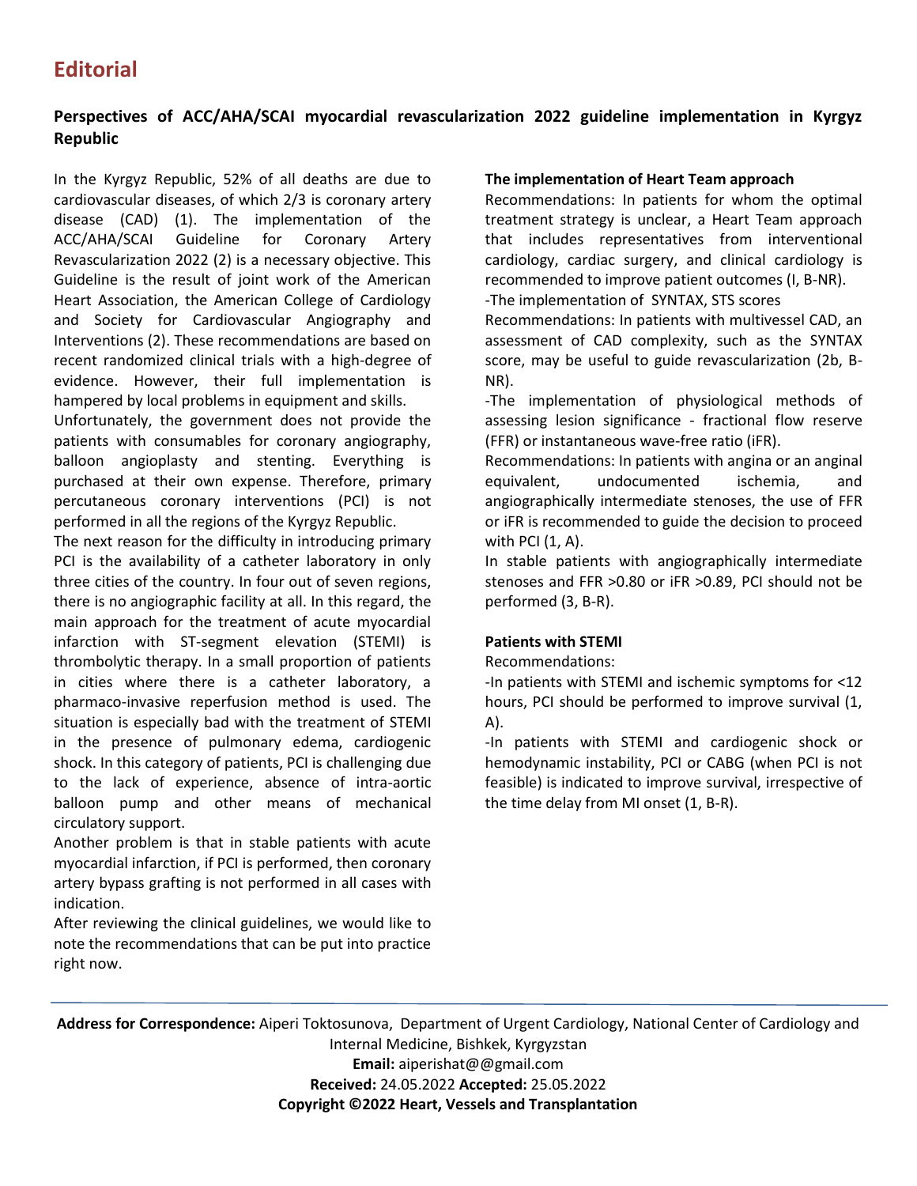## Editorial

### Perspectives of ACC/AHA/SCAI myocardial revascularization 2022 guideline implementation in Kyrgyz Republic

In the Kyrgyz Republic, 52% of all deaths are due to cardiovascular diseases, of which 2/3 is coronary artery disease (CAD) (1). The implementation of the ACC/AHA/SCAI Guideline for Coronary Artery Revascularization 2022 (2) is a necessary objective. This Guideline is the result of joint work of the American Heart Association, the American College of Cardiology and Society for Cardiovascular Angiography and Interventions (2). These recommendations are based on recent randomized clinical trials with a high-degree of evidence. However, their full implementation is hampered by local problems in equipment and skills.

Unfortunately, the government does not provide the patients with consumables for coronary angiography, balloon angioplasty and stenting. Everything is purchased at their own expense. Therefore, primary percutaneous coronary interventions (PCI) is not performed in all the regions of the Kyrgyz Republic.

The next reason for the difficulty in introducing primary PCI is the availability of a catheter laboratory in only three cities of the country. In four out of seven regions, there is no angiographic facility at all. In this regard, the main approach for the treatment of acute myocardial infarction with ST-segment elevation (STEMI) is thrombolytic therapy. In a small proportion of patients in cities where there is a catheter laboratory, a pharmaco-invasive reperfusion method is used. The situation is especially bad with the treatment of STEMI in the presence of pulmonary edema, cardiogenic shock. In this category of patients, PCI is challenging due to the lack of experience, absence of intra-aortic balloon pump and other means of mechanical circulatory support.

Another problem is that in stable patients with acute myocardial infarction, if PCI is performed, then coronary artery bypass grafting is not performed in all cases with indication.

After reviewing the clinical guidelines, we would like to note the recommendations that can be put into practice right now.

**The implementation of Heart Team approach**

Recommendations: In patients for whom the optimal treatment strategy is unclear, a Heart Team approach that includes representatives from interventional cardiology, cardiac surgery, and clinical cardiology is recommended to improve patient outcomes (I, B-NR).

-The implementation of SYNTAX, STS scores

Recommendations: In patients with multivessel CAD, an assessment of CAD complexity, such as the SYNTAX score, may be useful to guide revascularization (2b, B-NR).

-The implementation of physiological methods of assessing lesion significance - fractional flow reserve (FFR) or instantaneous wave-free ratio (iFR).

Recommendations: In patients with angina or an anginal equivalent, undocumented ischemia, and angiographically intermediate stenoses, the use of FFR or iFR is recommended to guide the decision to proceed with PCI (1, A).

In stable patients with angiographically intermediate stenoses and FFR >0.80 or iFR >0.89, PCI should not be performed (3, B-R).

**Patients with STEMI**

Recommendations:

-In patients with STEMI and ischemic symptoms for <12 hours, PCI should be performed to improve survival (1, A).

-In patients with STEMI and cardiogenic shock or hemodynamic instability, PCI or CABG (when PCI is not feasible) is indicated to improve survival, irrespective of the time delay from MI onset (1, B-R).

---

**Address for Correspondence:** Aiperi Toktosunova, Department of Urgent Cardiology, National Center of Cardiology and Internal Medicine, Bishkek, Kyrgyzstan

**Email:** aiperishat@@gmail.com

**Received:** 24.05.2022 **Accepted:** 25.05.2022

**Copyright ©2022 Heart, Vessels and Transplantation**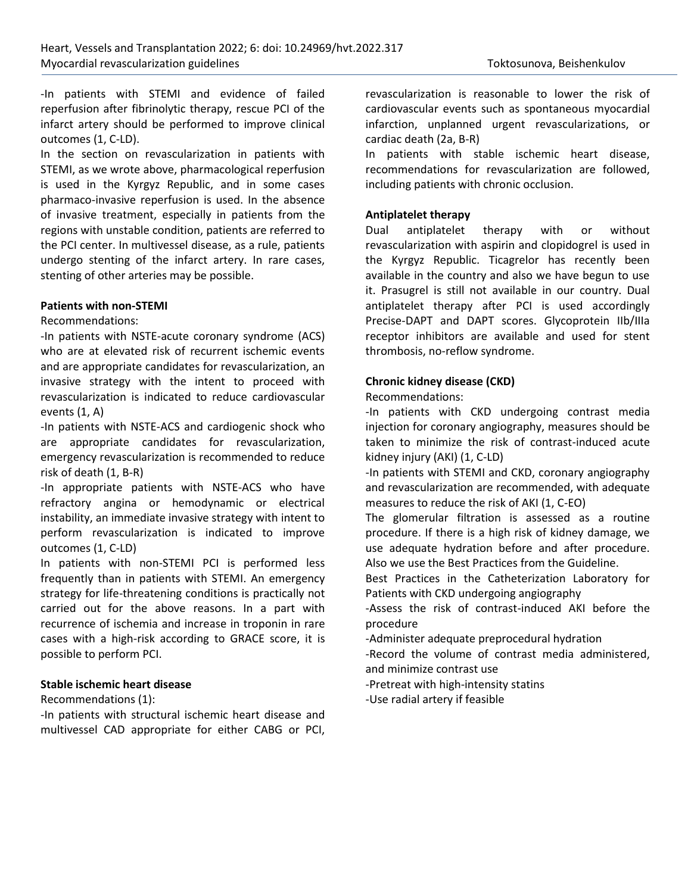-In patients with STEMI and evidence of failed reperfusion after fibrinolytic therapy, rescue PCI of the infarct artery should be performed to improve clinical outcomes (1, C-LD).

In the section on revascularization in patients with STEMI, as we wrote above, pharmacological reperfusion is used in the Kyrgyz Republic, and in some cases pharmaco-invasive reperfusion is used. In the absence of invasive treatment, especially in patients from the regions with unstable condition, patients are referred to the PCI center. In multivessel disease, as a rule, patients undergo stenting of the infarct artery. In rare cases, stenting of other arteries may be possible.

**Patients with non-STEMI**

Recommendations:

-In patients with NSTE-acute coronary syndrome (ACS) who are at elevated risk of recurrent ischemic events and are appropriate candidates for revascularization, an invasive strategy with the intent to proceed with revascularization is indicated to reduce cardiovascular events (1, A)

-In patients with NSTE-ACS and cardiogenic shock who are appropriate candidates for revascularization, emergency revascularization is recommended to reduce risk of death (1, B-R)

-In appropriate patients with NSTE-ACS who have refractory angina or hemodynamic or electrical instability, an immediate invasive strategy with intent to perform revascularization is indicated to improve outcomes (1, C-LD)

In patients with non-STEMI PCI is performed less frequently than in patients with STEMI. An emergency strategy for life-threatening conditions is practically not carried out for the above reasons. In a part with recurrence of ischemia and increase in troponin in rare cases with a high-risk according to GRACE score, it is possible to perform PCI.

**Stable ischemic heart disease**

Recommendations (1):

-In patients with structural ischemic heart disease and multivessel CAD appropriate for either CABG or PCI, revascularization is reasonable to lower the risk of cardiovascular events such as spontaneous myocardial infarction, unplanned urgent revascularizations, or cardiac death (2a, B-R)

In patients with stable ischemic heart disease, recommendations for revascularization are followed, including patients with chronic occlusion.

**Antiplatelet therapy**

Dual antiplatelet therapy with or without revascularization with aspirin and clopidogrel is used in the Kyrgyz Republic. Ticagrelor has recently been available in the country and also we have begun to use it. Prasugrel is still not available in our country. Dual antiplatelet therapy after PCI is used accordingly Precise-DAPT and DAPT scores. Glycoprotein IIb/IIIa receptor inhibitors are available and used for stent thrombosis, no-reflow syndrome.

**Chronic kidney disease (CKD)**

Recommendations:

-In patients with CKD undergoing contrast media injection for coronary angiography, measures should be taken to minimize the risk of contrast-induced acute kidney injury (AKI) (1, C-LD)

-In patients with STEMI and CKD, coronary angiography and revascularization are recommended, with adequate measures to reduce the risk of AKI (1, C-EO)

The glomerular filtration is assessed as a routine procedure. If there is a high risk of kidney damage, we use adequate hydration before and after procedure. Also we use the Best Practices from the Guideline.

Best Practices in the Catheterization Laboratory for Patients with CKD undergoing angiography

-Assess the risk of contrast-induced AKI before the procedure

-Administer adequate preprocedural hydration

-Record the volume of contrast media administered, and minimize contrast use

-Pretreat with high-intensity statins

-Use radial artery if feasible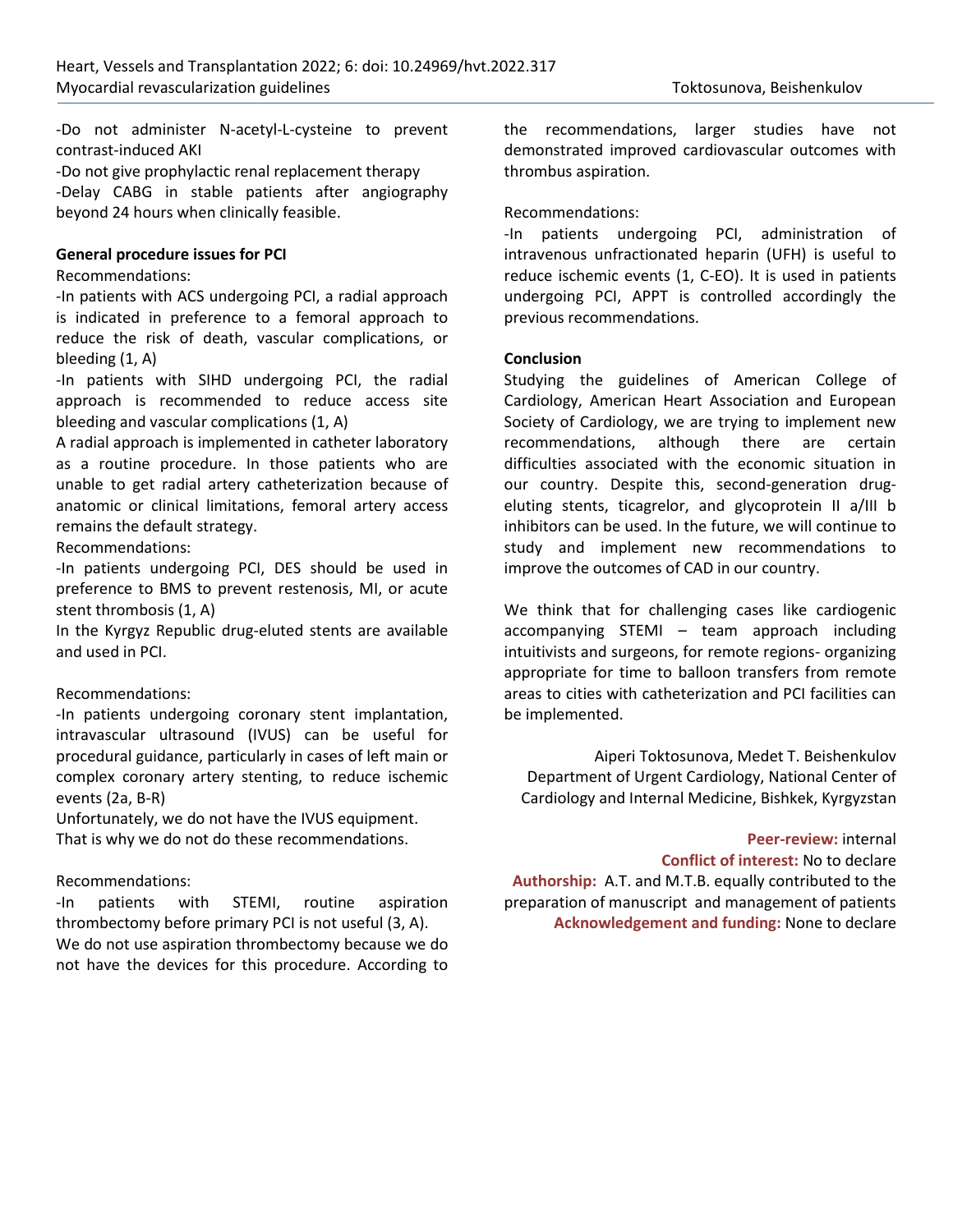-Do not administer N-acetyl-L-cysteine to prevent contrast-induced AKI

-Do not give prophylactic renal replacement therapy

-Delay CABG in stable patients after angiography beyond 24 hours when clinically feasible.

**General procedure issues for PCI**

Recommendations:

-In patients with ACS undergoing PCI, a radial approach is indicated in preference to a femoral approach to reduce the risk of death, vascular complications, or bleeding (1, A)

-In patients with SIHD undergoing PCI, the radial approach is recommended to reduce access site bleeding and vascular complications (1, A)

A radial approach is implemented in catheter laboratory as a routine procedure. In those patients who are unable to get radial artery catheterization because of anatomic or clinical limitations, femoral artery access remains the default strategy.

Recommendations:

-In patients undergoing PCI, DES should be used in preference to BMS to prevent restenosis, MI, or acute stent thrombosis (1, A)

In the Kyrgyz Republic drug-eluted stents are available and used in PCI.

Recommendations:

-In patients undergoing coronary stent implantation, intravascular ultrasound (IVUS) can be useful for procedural guidance, particularly in cases of left main or complex coronary artery stenting, to reduce ischemic events (2a, B-R)

Unfortunately, we do not have the IVUS equipment. That is why we do not do these recommendations.

Recommendations:

-In patients with STEMI, routine aspiration thrombectomy before primary PCI is not useful (3, A).

We do not use aspiration thrombectomy because we do not have the devices for this procedure. According to the recommendations, larger studies have not demonstrated improved cardiovascular outcomes with thrombus aspiration.

Recommendations:

-In patients undergoing PCI, administration of intravenous unfractionated heparin (UFH) is useful to reduce ischemic events (1, C-EO). It is used in patients undergoing PCI, APPT is controlled accordingly the previous recommendations.

**Conclusion**

Studying the guidelines of American College of Cardiology, American Heart Association and European Society of Cardiology, we are trying to implement new recommendations, although there are certain difficulties associated with the economic situation in our country. Despite this, second-generation drug-eluting stents, ticagrelor, and glycoprotein II a/III b inhibitors can be used. In the future, we will continue to study and implement new recommendations to improve the outcomes of CAD in our country.

We think that for challenging cases like cardiogenic accompanying STEMI – team approach including intuitivists and surgeons, for remote regions- organizing appropriate for time to balloon transfers from remote areas to cities with catheterization and PCI facilities can be implemented.

Aiperi Toktosunova, Medet T. Beishenkulov
Department of Urgent Cardiology, National Center of Cardiology and Internal Medicine, Bishkek, Kyrgyzstan

**Peer-review:** internal

**Conflict of interest:** No to declare

**Authorship:** A.T. and M.T.B. equally contributed to the preparation of manuscript and management of patients

**Acknowledgement and funding:** None to declare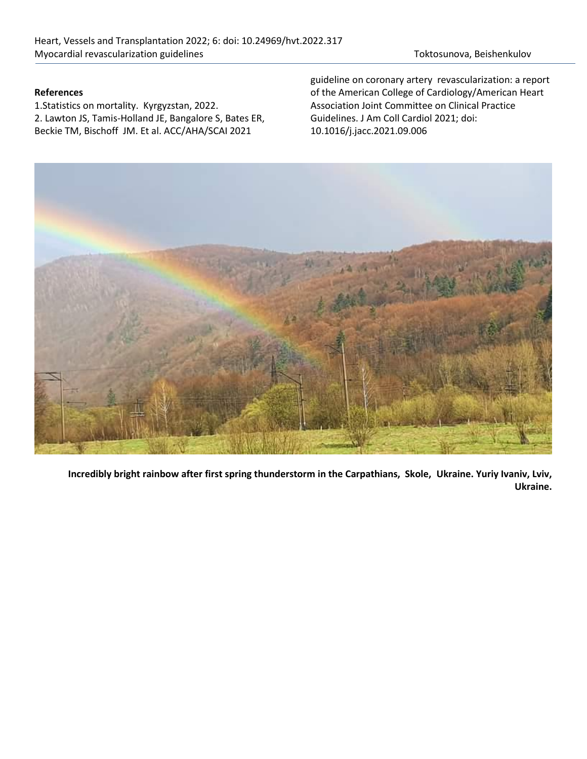**References**

1.Statistics on mortality. Kyrgyzstan, 2022.
2. Lawton JS, Tamis-Holland JE, Bangalore S, Bates ER, Beckie TM, Bischoff JM. Et al. ACC/AHA/SCAI 2021 guideline on coronary artery revascularization: a report of the American College of Cardiology/American Heart Association Joint Committee on Clinical Practice Guidelines. J Am Coll Cardiol 2021; doi: 10.1016/j.jacc.2021.09.006

**Incredibly bright rainbow after first spring thunderstorm in the Carpathians, Skole, Ukraine. Yuriy Ivaniv, Lviv, Ukraine.**